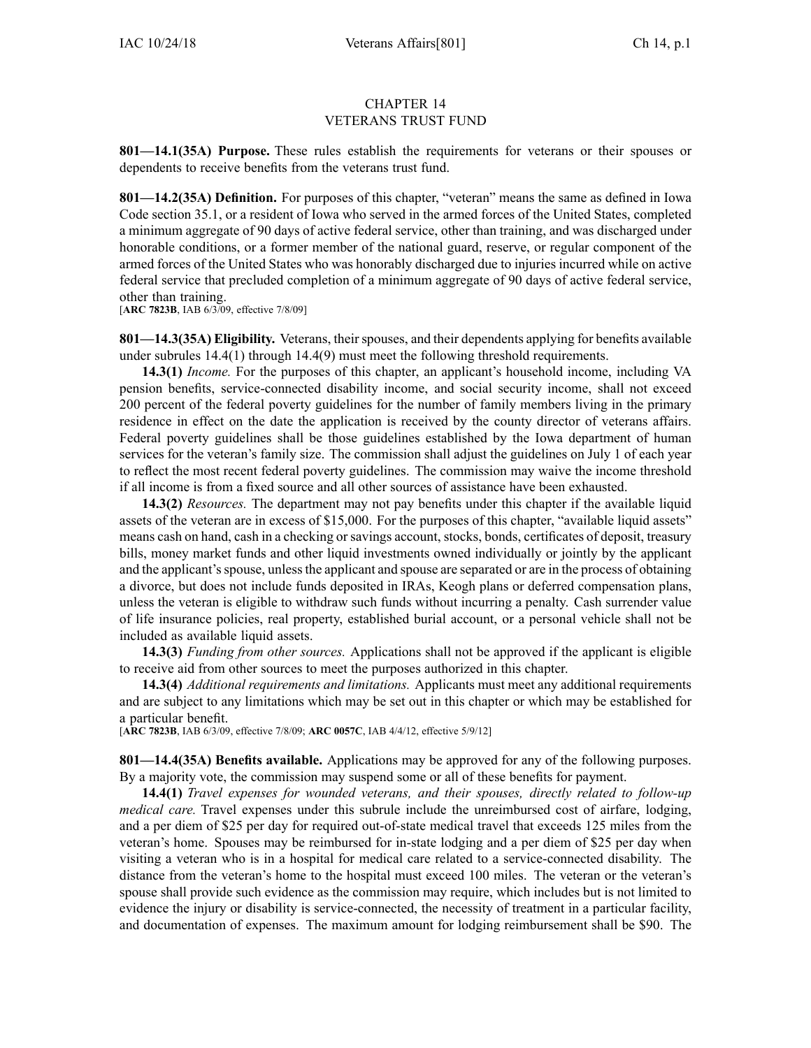# CHAPTER 14
# VETERANS TRUST FUND

**801—14.1(35A) Purpose.** These rules establish the requirements for veterans or their spouses or dependents to receive benefits from the veterans trust fund.

**801—14.2(35A) Definition.** For purposes of this chapter, "veteran" means the same as defined in Iowa Code section 35.1, or a resident of Iowa who served in the armed forces of the United States, completed a minimum aggregate of 90 days of active federal service, other than training, and was discharged under honorable conditions, or a former member of the national guard, reserve, or regular component of the armed forces of the United States who was honorably discharged due to injuries incurred while on active federal service that precluded completion of a minimum aggregate of 90 days of active federal service, other than training.
[**ARC 7823B**, IAB 6/3/09, effective 7/8/09]

**801—14.3(35A) Eligibility.** Veterans, their spouses, and their dependents applying for benefits available under subrules 14.4(1) through 14.4(9) must meet the following threshold requirements.

**14.3(1)** *Income.* For the purposes of this chapter, an applicant's household income, including VA pension benefits, service-connected disability income, and social security income, shall not exceed 200 percent of the federal poverty guidelines for the number of family members living in the primary residence in effect on the date the application is received by the county director of veterans affairs. Federal poverty guidelines shall be those guidelines established by the Iowa department of human services for the veteran's family size. The commission shall adjust the guidelines on July 1 of each year to reflect the most recent federal poverty guidelines. The commission may waive the income threshold if all income is from a fixed source and all other sources of assistance have been exhausted.

**14.3(2)** *Resources.* The department may not pay benefits under this chapter if the available liquid assets of the veteran are in excess of $15,000. For the purposes of this chapter, "available liquid assets" means cash on hand, cash in a checking or savings account, stocks, bonds, certificates of deposit, treasury bills, money market funds and other liquid investments owned individually or jointly by the applicant and the applicant's spouse, unless the applicant and spouse are separated or are in the process of obtaining a divorce, but does not include funds deposited in IRAs, Keogh plans or deferred compensation plans, unless the veteran is eligible to withdraw such funds without incurring a penalty. Cash surrender value of life insurance policies, real property, established burial account, or a personal vehicle shall not be included as available liquid assets.

**14.3(3)** *Funding from other sources.* Applications shall not be approved if the applicant is eligible to receive aid from other sources to meet the purposes authorized in this chapter.

**14.3(4)** *Additional requirements and limitations.* Applicants must meet any additional requirements and are subject to any limitations which may be set out in this chapter or which may be established for a particular benefit.
[**ARC 7823B**, IAB 6/3/09, effective 7/8/09; **ARC 0057C**, IAB 4/4/12, effective 5/9/12]

**801—14.4(35A) Benefits available.** Applications may be approved for any of the following purposes. By a majority vote, the commission may suspend some or all of these benefits for payment.

**14.4(1)** *Travel expenses for wounded veterans, and their spouses, directly related to follow-up medical care.* Travel expenses under this subrule include the unreimbursed cost of airfare, lodging, and a per diem of $25 per day for required out-of-state medical travel that exceeds 125 miles from the veteran's home. Spouses may be reimbursed for in-state lodging and a per diem of $25 per day when visiting a veteran who is in a hospital for medical care related to a service-connected disability. The distance from the veteran's home to the hospital must exceed 100 miles. The veteran or the veteran's spouse shall provide such evidence as the commission may require, which includes but is not limited to evidence the injury or disability is service-connected, the necessity of treatment in a particular facility, and documentation of expenses. The maximum amount for lodging reimbursement shall be $90. The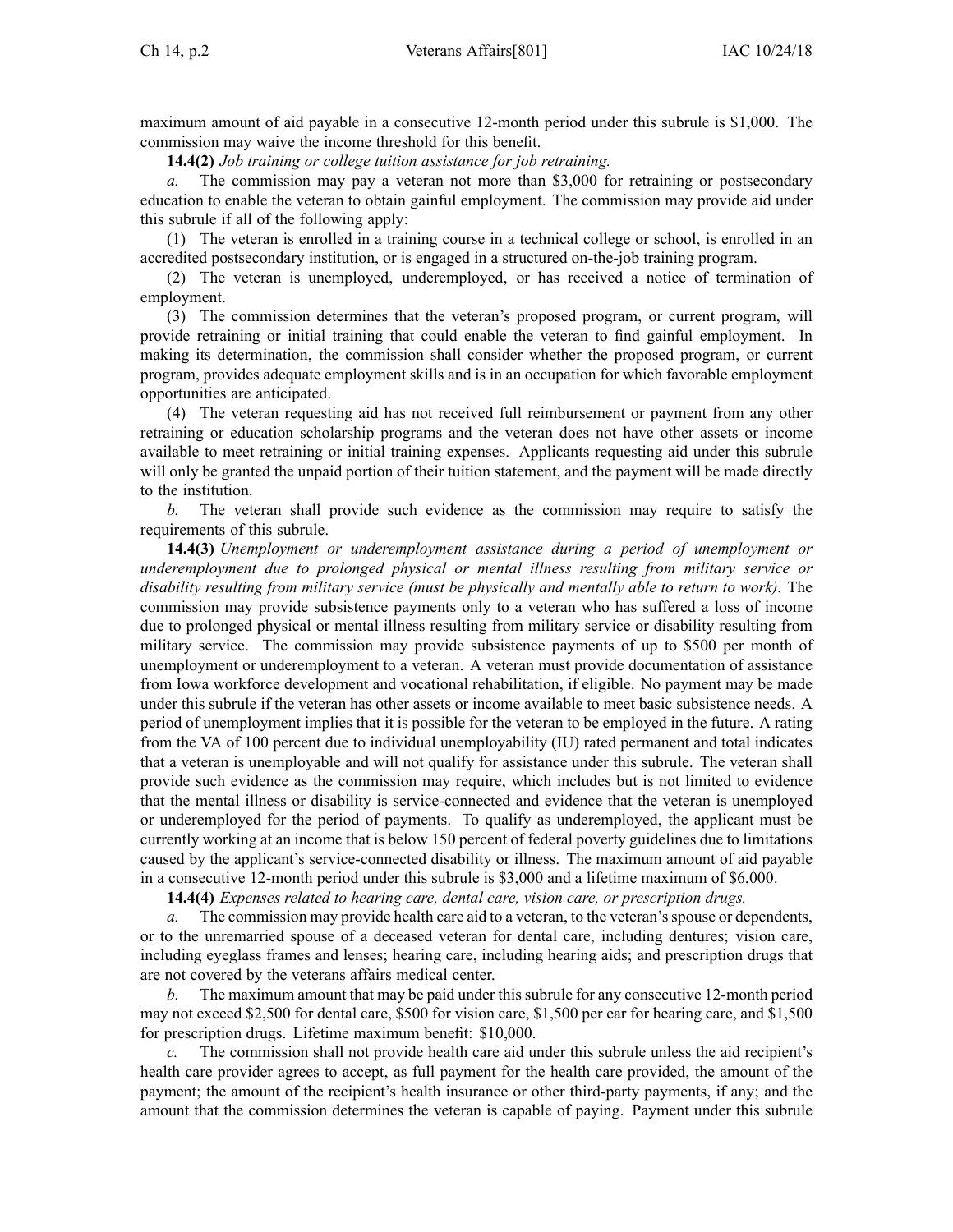maximum amount of aid payable in a consecutive 12-month period under this subrule is $1,000. The commission may waive the income threshold for this benefit.

**14.4(2)** *Job training or college tuition assistance for job retraining.*

*a.* The commission may pay a veteran not more than $3,000 for retraining or postsecondary education to enable the veteran to obtain gainful employment. The commission may provide aid under this subrule if all of the following apply:

(1) The veteran is enrolled in a training course in a technical college or school, is enrolled in an accredited postsecondary institution, or is engaged in a structured on-the-job training program.

(2) The veteran is unemployed, underemployed, or has received a notice of termination of employment.

(3) The commission determines that the veteran's proposed program, or current program, will provide retraining or initial training that could enable the veteran to find gainful employment. In making its determination, the commission shall consider whether the proposed program, or current program, provides adequate employment skills and is in an occupation for which favorable employment opportunities are anticipated.

(4) The veteran requesting aid has not received full reimbursement or payment from any other retraining or education scholarship programs and the veteran does not have other assets or income available to meet retraining or initial training expenses. Applicants requesting aid under this subrule will only be granted the unpaid portion of their tuition statement, and the payment will be made directly to the institution.

*b.* The veteran shall provide such evidence as the commission may require to satisfy the requirements of this subrule.

**14.4(3)** *Unemployment or underemployment assistance during a period of unemployment or underemployment due to prolonged physical or mental illness resulting from military service or disability resulting from military service (must be physically and mentally able to return to work).* The commission may provide subsistence payments only to a veteran who has suffered a loss of income due to prolonged physical or mental illness resulting from military service or disability resulting from military service. The commission may provide subsistence payments of up to $500 per month of unemployment or underemployment to a veteran. A veteran must provide documentation of assistance from Iowa workforce development and vocational rehabilitation, if eligible. No payment may be made under this subrule if the veteran has other assets or income available to meet basic subsistence needs. A period of unemployment implies that it is possible for the veteran to be employed in the future. A rating from the VA of 100 percent due to individual unemployability (IU) rated permanent and total indicates that a veteran is unemployable and will not qualify for assistance under this subrule. The veteran shall provide such evidence as the commission may require, which includes but is not limited to evidence that the mental illness or disability is service-connected and evidence that the veteran is unemployed or underemployed for the period of payments. To qualify as underemployed, the applicant must be currently working at an income that is below 150 percent of federal poverty guidelines due to limitations caused by the applicant's service-connected disability or illness. The maximum amount of aid payable in a consecutive 12-month period under this subrule is $3,000 and a lifetime maximum of $6,000.

**14.4(4)** *Expenses related to hearing care, dental care, vision care, or prescription drugs.*

*a.* The commission may provide health care aid to a veteran, to the veteran's spouse or dependents, or to the unremarried spouse of a deceased veteran for dental care, including dentures; vision care, including eyeglass frames and lenses; hearing care, including hearing aids; and prescription drugs that are not covered by the veterans affairs medical center.

*b.* The maximum amount that may be paid under this subrule for any consecutive 12-month period may not exceed $2,500 for dental care, $500 for vision care, $1,500 per ear for hearing care, and $1,500 for prescription drugs. Lifetime maximum benefit: $10,000.

*c.* The commission shall not provide health care aid under this subrule unless the aid recipient's health care provider agrees to accept, as full payment for the health care provided, the amount of the payment; the amount of the recipient's health insurance or other third-party payments, if any; and the amount that the commission determines the veteran is capable of paying. Payment under this subrule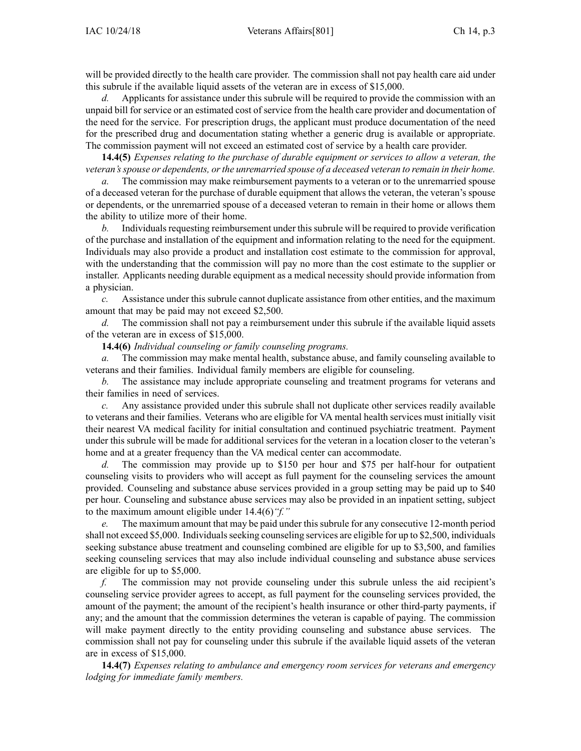will be provided directly to the health care provider. The commission shall not pay health care aid under this subrule if the available liquid assets of the veteran are in excess of $15,000.

*d.* Applicants for assistance under this subrule will be required to provide the commission with an unpaid bill for service or an estimated cost of service from the health care provider and documentation of the need for the service. For prescription drugs, the applicant must produce documentation of the need for the prescribed drug and documentation stating whether a generic drug is available or appropriate. The commission payment will not exceed an estimated cost of service by a health care provider.

**14.4(5)** *Expenses relating to the purchase of durable equipment or services to allow a veteran, the veteran's spouse or dependents, or the unremarried spouse of a deceased veteran to remain in their home.*

*a.* The commission may make reimbursement payments to a veteran or to the unremarried spouse of a deceased veteran for the purchase of durable equipment that allows the veteran, the veteran's spouse or dependents, or the unremarried spouse of a deceased veteran to remain in their home or allows them the ability to utilize more of their home.

*b.* Individuals requesting reimbursement under this subrule will be required to provide verification of the purchase and installation of the equipment and information relating to the need for the equipment. Individuals may also provide a product and installation cost estimate to the commission for approval, with the understanding that the commission will pay no more than the cost estimate to the supplier or installer. Applicants needing durable equipment as a medical necessity should provide information from a physician.

*c.* Assistance under this subrule cannot duplicate assistance from other entities, and the maximum amount that may be paid may not exceed $2,500.

*d.* The commission shall not pay a reimbursement under this subrule if the available liquid assets of the veteran are in excess of $15,000.

**14.4(6)** *Individual counseling or family counseling programs.*

*a.* The commission may make mental health, substance abuse, and family counseling available to veterans and their families. Individual family members are eligible for counseling.

*b.* The assistance may include appropriate counseling and treatment programs for veterans and their families in need of services.

*c.* Any assistance provided under this subrule shall not duplicate other services readily available to veterans and their families. Veterans who are eligible for VA mental health services must initially visit their nearest VA medical facility for initial consultation and continued psychiatric treatment. Payment under this subrule will be made for additional services for the veteran in a location closer to the veteran's home and at a greater frequency than the VA medical center can accommodate.

*d.* The commission may provide up to $150 per hour and $75 per half-hour for outpatient counseling visits to providers who will accept as full payment for the counseling services the amount provided. Counseling and substance abuse services provided in a group setting may be paid up to $40 per hour. Counseling and substance abuse services may also be provided in an inpatient setting, subject to the maximum amount eligible under 14.4(6)*"f."*

*e.* The maximum amount that may be paid under this subrule for any consecutive 12-month period shall not exceed $5,000. Individuals seeking counseling services are eligible for up to $2,500, individuals seeking substance abuse treatment and counseling combined are eligible for up to $3,500, and families seeking counseling services that may also include individual counseling and substance abuse services are eligible for up to $5,000.

*f.* The commission may not provide counseling under this subrule unless the aid recipient's counseling service provider agrees to accept, as full payment for the counseling services provided, the amount of the payment; the amount of the recipient's health insurance or other third-party payments, if any; and the amount that the commission determines the veteran is capable of paying. The commission will make payment directly to the entity providing counseling and substance abuse services. The commission shall not pay for counseling under this subrule if the available liquid assets of the veteran are in excess of $15,000.

**14.4(7)** *Expenses relating to ambulance and emergency room services for veterans and emergency lodging for immediate family members.*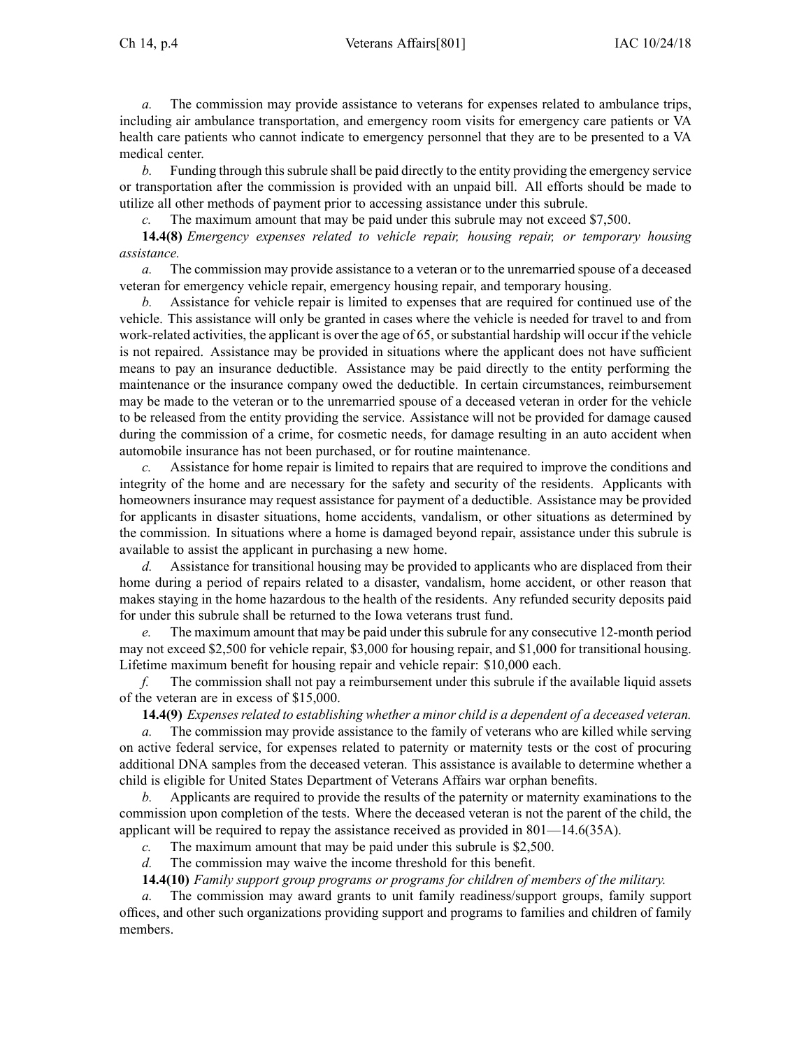*a.* The commission may provide assistance to veterans for expenses related to ambulance trips, including air ambulance transportation, and emergency room visits for emergency care patients or VA health care patients who cannot indicate to emergency personnel that they are to be presented to a VA medical center.

*b.* Funding through this subrule shall be paid directly to the entity providing the emergency service or transportation after the commission is provided with an unpaid bill. All efforts should be made to utilize all other methods of payment prior to accessing assistance under this subrule.

*c.* The maximum amount that may be paid under this subrule may not exceed $7,500.

**14.4(8)** *Emergency expenses related to vehicle repair, housing repair, or temporary housing assistance.*

*a.* The commission may provide assistance to a veteran or to the unremarried spouse of a deceased veteran for emergency vehicle repair, emergency housing repair, and temporary housing.

*b.* Assistance for vehicle repair is limited to expenses that are required for continued use of the vehicle. This assistance will only be granted in cases where the vehicle is needed for travel to and from work-related activities, the applicant is over the age of 65, or substantial hardship will occur if the vehicle is not repaired. Assistance may be provided in situations where the applicant does not have sufficient means to pay an insurance deductible. Assistance may be paid directly to the entity performing the maintenance or the insurance company owed the deductible. In certain circumstances, reimbursement may be made to the veteran or to the unremarried spouse of a deceased veteran in order for the vehicle to be released from the entity providing the service. Assistance will not be provided for damage caused during the commission of a crime, for cosmetic needs, for damage resulting in an auto accident when automobile insurance has not been purchased, or for routine maintenance.

*c.* Assistance for home repair is limited to repairs that are required to improve the conditions and integrity of the home and are necessary for the safety and security of the residents. Applicants with homeowners insurance may request assistance for payment of a deductible. Assistance may be provided for applicants in disaster situations, home accidents, vandalism, or other situations as determined by the commission. In situations where a home is damaged beyond repair, assistance under this subrule is available to assist the applicant in purchasing a new home.

*d.* Assistance for transitional housing may be provided to applicants who are displaced from their home during a period of repairs related to a disaster, vandalism, home accident, or other reason that makes staying in the home hazardous to the health of the residents. Any refunded security deposits paid for under this subrule shall be returned to the Iowa veterans trust fund.

*e.* The maximum amount that may be paid under this subrule for any consecutive 12-month period may not exceed $2,500 for vehicle repair, $3,000 for housing repair, and $1,000 for transitional housing. Lifetime maximum benefit for housing repair and vehicle repair: $10,000 each.

*f.* The commission shall not pay a reimbursement under this subrule if the available liquid assets of the veteran are in excess of $15,000.

**14.4(9)** *Expenses related to establishing whether a minor child is a dependent of a deceased veteran.*

*a.* The commission may provide assistance to the family of veterans who are killed while serving on active federal service, for expenses related to paternity or maternity tests or the cost of procuring additional DNA samples from the deceased veteran. This assistance is available to determine whether a child is eligible for United States Department of Veterans Affairs war orphan benefits.

*b.* Applicants are required to provide the results of the paternity or maternity examinations to the commission upon completion of the tests. Where the deceased veteran is not the parent of the child, the applicant will be required to repay the assistance received as provided in 801—14.6(35A).

*c.* The maximum amount that may be paid under this subrule is $2,500.

*d.* The commission may waive the income threshold for this benefit.

**14.4(10)** *Family support group programs or programs for children of members of the military.*

*a.* The commission may award grants to unit family readiness/support groups, family support offices, and other such organizations providing support and programs to families and children of family members.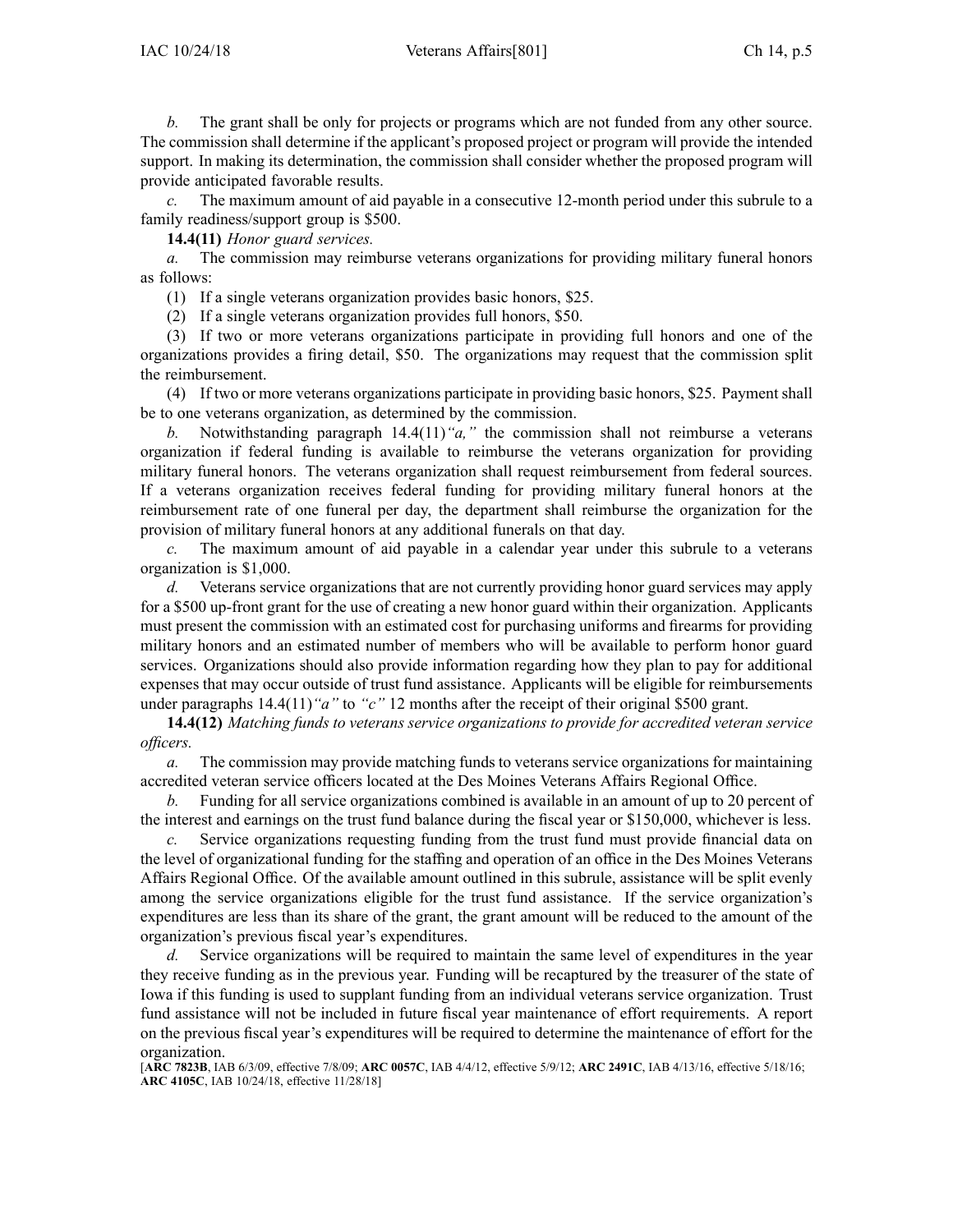*b.* The grant shall be only for projects or programs which are not funded from any other source. The commission shall determine if the applicant's proposed project or program will provide the intended support. In making its determination, the commission shall consider whether the proposed program will provide anticipated favorable results.

*c.* The maximum amount of aid payable in a consecutive 12-month period under this subrule to a family readiness/support group is $500.

**14.4(11)** *Honor guard services.*

*a.* The commission may reimburse veterans organizations for providing military funeral honors as follows:

(1) If a single veterans organization provides basic honors, $25.

(2) If a single veterans organization provides full honors, $50.

(3) If two or more veterans organizations participate in providing full honors and one of the organizations provides a firing detail, $50. The organizations may request that the commission split the reimbursement.

(4) If two or more veterans organizations participate in providing basic honors, $25. Payment shall be to one veterans organization, as determined by the commission.

*b.* Notwithstanding paragraph 14.4(11)*"a,"* the commission shall not reimburse a veterans organization if federal funding is available to reimburse the veterans organization for providing military funeral honors. The veterans organization shall request reimbursement from federal sources. If a veterans organization receives federal funding for providing military funeral honors at the reimbursement rate of one funeral per day, the department shall reimburse the organization for the provision of military funeral honors at any additional funerals on that day.

*c.* The maximum amount of aid payable in a calendar year under this subrule to a veterans organization is $1,000.

*d.* Veterans service organizations that are not currently providing honor guard services may apply for a $500 up-front grant for the use of creating a new honor guard within their organization. Applicants must present the commission with an estimated cost for purchasing uniforms and firearms for providing military honors and an estimated number of members who will be available to perform honor guard services. Organizations should also provide information regarding how they plan to pay for additional expenses that may occur outside of trust fund assistance. Applicants will be eligible for reimbursements under paragraphs 14.4(11)*"a"* to *"c"* 12 months after the receipt of their original $500 grant.

**14.4(12)** *Matching funds to veterans service organizations to provide for accredited veteran service officers.*

*a.* The commission may provide matching funds to veterans service organizations for maintaining accredited veteran service officers located at the Des Moines Veterans Affairs Regional Office.

*b.* Funding for all service organizations combined is available in an amount of up to 20 percent of the interest and earnings on the trust fund balance during the fiscal year or $150,000, whichever is less.

*c.* Service organizations requesting funding from the trust fund must provide financial data on the level of organizational funding for the staffing and operation of an office in the Des Moines Veterans Affairs Regional Office. Of the available amount outlined in this subrule, assistance will be split evenly among the service organizations eligible for the trust fund assistance. If the service organization's expenditures are less than its share of the grant, the grant amount will be reduced to the amount of the organization's previous fiscal year's expenditures.

*d.* Service organizations will be required to maintain the same level of expenditures in the year they receive funding as in the previous year. Funding will be recaptured by the treasurer of the state of Iowa if this funding is used to supplant funding from an individual veterans service organization. Trust fund assistance will not be included in future fiscal year maintenance of effort requirements. A report on the previous fiscal year's expenditures will be required to determine the maintenance of effort for the organization.

[**ARC 7823B**, IAB 6/3/09, effective 7/8/09; **ARC 0057C**, IAB 4/4/12, effective 5/9/12; **ARC 2491C**, IAB 4/13/16, effective 5/18/16; **ARC 4105C**, IAB 10/24/18, effective 11/28/18]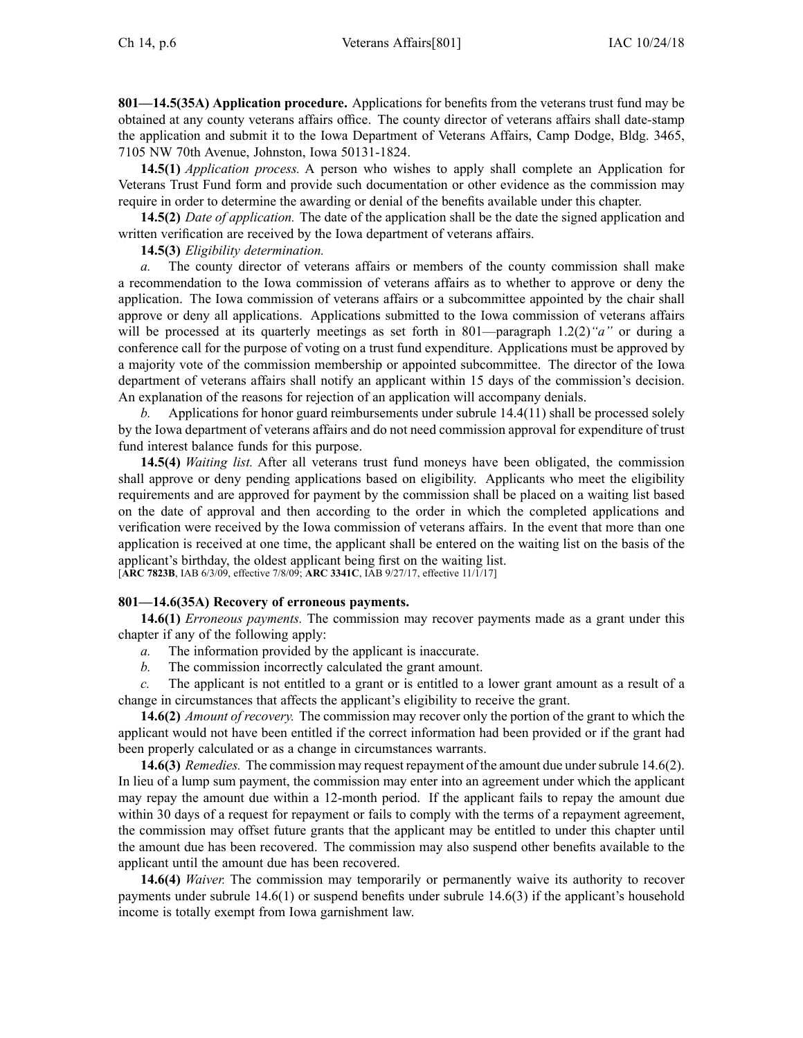**801—14.5(35A) Application procedure.** Applications for benefits from the veterans trust fund may be obtained at any county veterans affairs office. The county director of veterans affairs shall date-stamp the application and submit it to the Iowa Department of Veterans Affairs, Camp Dodge, Bldg. 3465, 7105 NW 70th Avenue, Johnston, Iowa 50131-1824.

**14.5(1)** *Application process.* A person who wishes to apply shall complete an Application for Veterans Trust Fund form and provide such documentation or other evidence as the commission may require in order to determine the awarding or denial of the benefits available under this chapter.

**14.5(2)** *Date of application.* The date of the application shall be the date the signed application and written verification are received by the Iowa department of veterans affairs.

**14.5(3)** *Eligibility determination.*

*a.* The county director of veterans affairs or members of the county commission shall make a recommendation to the Iowa commission of veterans affairs as to whether to approve or deny the application. The Iowa commission of veterans affairs or a subcommittee appointed by the chair shall approve or deny all applications. Applications submitted to the Iowa commission of veterans affairs will be processed at its quarterly meetings as set forth in 801—paragraph 1.2(2)*"a"* or during a conference call for the purpose of voting on a trust fund expenditure. Applications must be approved by a majority vote of the commission membership or appointed subcommittee. The director of the Iowa department of veterans affairs shall notify an applicant within 15 days of the commission's decision. An explanation of the reasons for rejection of an application will accompany denials.

*b.* Applications for honor guard reimbursements under subrule 14.4(11) shall be processed solely by the Iowa department of veterans affairs and do not need commission approval for expenditure of trust fund interest balance funds for this purpose.

**14.5(4)** *Waiting list.* After all veterans trust fund moneys have been obligated, the commission shall approve or deny pending applications based on eligibility. Applicants who meet the eligibility requirements and are approved for payment by the commission shall be placed on a waiting list based on the date of approval and then according to the order in which the completed applications and verification were received by the Iowa commission of veterans affairs. In the event that more than one application is received at one time, the applicant shall be entered on the waiting list on the basis of the applicant's birthday, the oldest applicant being first on the waiting list.

[**ARC 7823B**, IAB 6/3/09, effective 7/8/09; **ARC 3341C**, IAB 9/27/17, effective 11/1/17]

**801—14.6(35A) Recovery of erroneous payments.**

**14.6(1)** *Erroneous payments.* The commission may recover payments made as a grant under this chapter if any of the following apply:

*a.* The information provided by the applicant is inaccurate.

*b.* The commission incorrectly calculated the grant amount.

*c.* The applicant is not entitled to a grant or is entitled to a lower grant amount as a result of a change in circumstances that affects the applicant's eligibility to receive the grant.

**14.6(2)** *Amount of recovery.* The commission may recover only the portion of the grant to which the applicant would not have been entitled if the correct information had been provided or if the grant had been properly calculated or as a change in circumstances warrants.

**14.6(3)** *Remedies.* The commission may request repayment of the amount due under subrule 14.6(2). In lieu of a lump sum payment, the commission may enter into an agreement under which the applicant may repay the amount due within a 12-month period. If the applicant fails to repay the amount due within 30 days of a request for repayment or fails to comply with the terms of a repayment agreement, the commission may offset future grants that the applicant may be entitled to under this chapter until the amount due has been recovered. The commission may also suspend other benefits available to the applicant until the amount due has been recovered.

**14.6(4)** *Waiver.* The commission may temporarily or permanently waive its authority to recover payments under subrule 14.6(1) or suspend benefits under subrule 14.6(3) if the applicant's household income is totally exempt from Iowa garnishment law.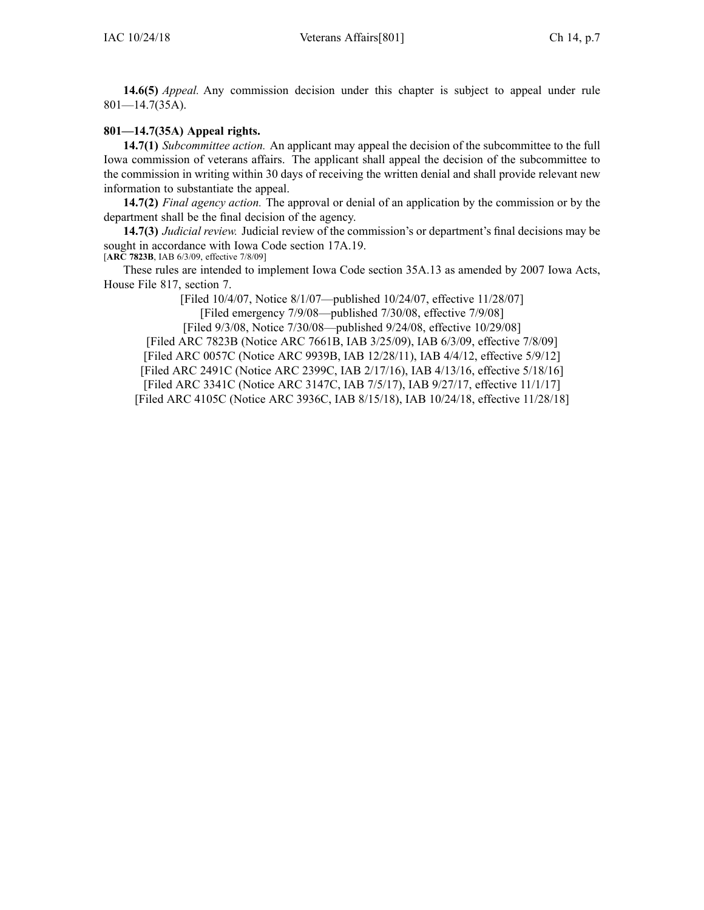**14.6(5)** *Appeal.* Any commission decision under this chapter is subject to appeal under rule 801—14.7(35A).

**801—14.7(35A) Appeal rights.**

**14.7(1)** *Subcommittee action.* An applicant may appeal the decision of the subcommittee to the full Iowa commission of veterans affairs. The applicant shall appeal the decision of the subcommittee to the commission in writing within 30 days of receiving the written denial and shall provide relevant new information to substantiate the appeal.

**14.7(2)** *Final agency action.* The approval or denial of an application by the commission or by the department shall be the final decision of the agency.

**14.7(3)** *Judicial review.* Judicial review of the commission's or department's final decisions may be sought in accordance with Iowa Code section 17A.19.

[**ARC 7823B**, IAB 6/3/09, effective 7/8/09]

These rules are intended to implement Iowa Code section 35A.13 as amended by 2007 Iowa Acts, House File 817, section 7.

[Filed 10/4/07, Notice 8/1/07—published 10/24/07, effective 11/28/07]
[Filed emergency 7/9/08—published 7/30/08, effective 7/9/08]
[Filed 9/3/08, Notice 7/30/08—published 9/24/08, effective 10/29/08]
[Filed ARC 7823B (Notice ARC 7661B, IAB 3/25/09), IAB 6/3/09, effective 7/8/09]
[Filed ARC 0057C (Notice ARC 9939B, IAB 12/28/11), IAB 4/4/12, effective 5/9/12]
[Filed ARC 2491C (Notice ARC 2399C, IAB 2/17/16), IAB 4/13/16, effective 5/18/16]
[Filed ARC 3341C (Notice ARC 3147C, IAB 7/5/17), IAB 9/27/17, effective 11/1/17]
[Filed ARC 4105C (Notice ARC 3936C, IAB 8/15/18), IAB 10/24/18, effective 11/28/18]